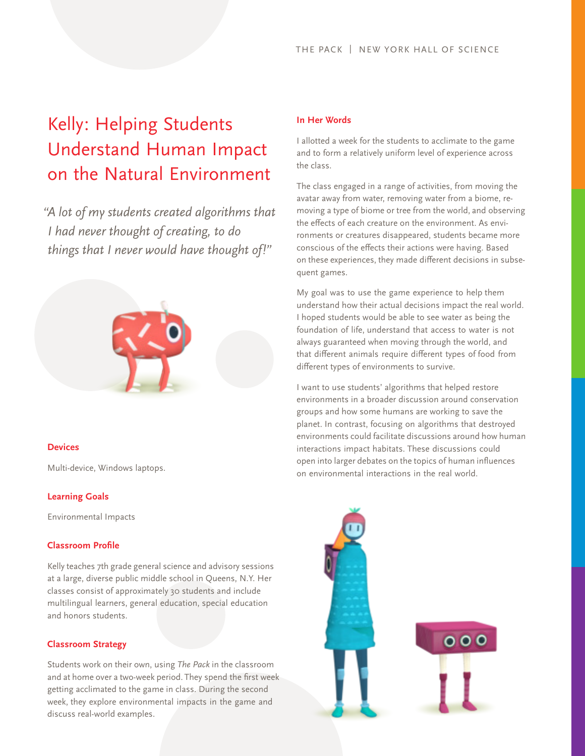# Kelly: Helping Students Understand Human Impact on the Natural Environment

*"A lot of my students created algorithms that I had never thought of creating, to do things that I never would have thought of!"*

### Devices

Multi-device, Windows laptops.

### Learning Goals

Environmental Impacts

### Classroom Profile

Kelly teaches 7th grade general science and advisory sessions at a large, diverse public middle school in Queens, N.Y. Her classes consist of approximately 30 students and include multilingual learners, general education, special education and honors students.

### Classroom Strategy

Students work on their own, using *The Pack* in the classroom and at home over a two-week period. They spend the first week getting acclimated to the game in class. During the second week, they explore environmental impacts in the game and discuss real-world examples.

### In Her Words

I allotted a week for the students to acclimate to the game and to form a relatively uniform level of experience across the class.

The class engaged in a range of activities, from moving the avatar away from water, removing water from a biome, removing a type of biome or tree from the world, and observing the effects of each creature on the environment. As environments or creatures disappeared, students became more conscious of the effects their actions were having. Based on these experiences, they made different decisions in subsequent games.

My goal was to use the game experience to help them understand how their actual decisions impact the real world. I hoped students would be able to see water as being the foundation of life, understand that access to water is not always guaranteed when moving through the world, and that different animals require different types of food from different types of environments to survive.

I want to use students' algorithms that helped restore environments in a broader discussion around conservation groups and how some humans are working to save the planet. In contrast, focusing on algorithms that destroyed environments could facilitate discussions around how human interactions impact habitats. These discussions could open into larger debates on the topics of human influences on environmental interactions in the real world.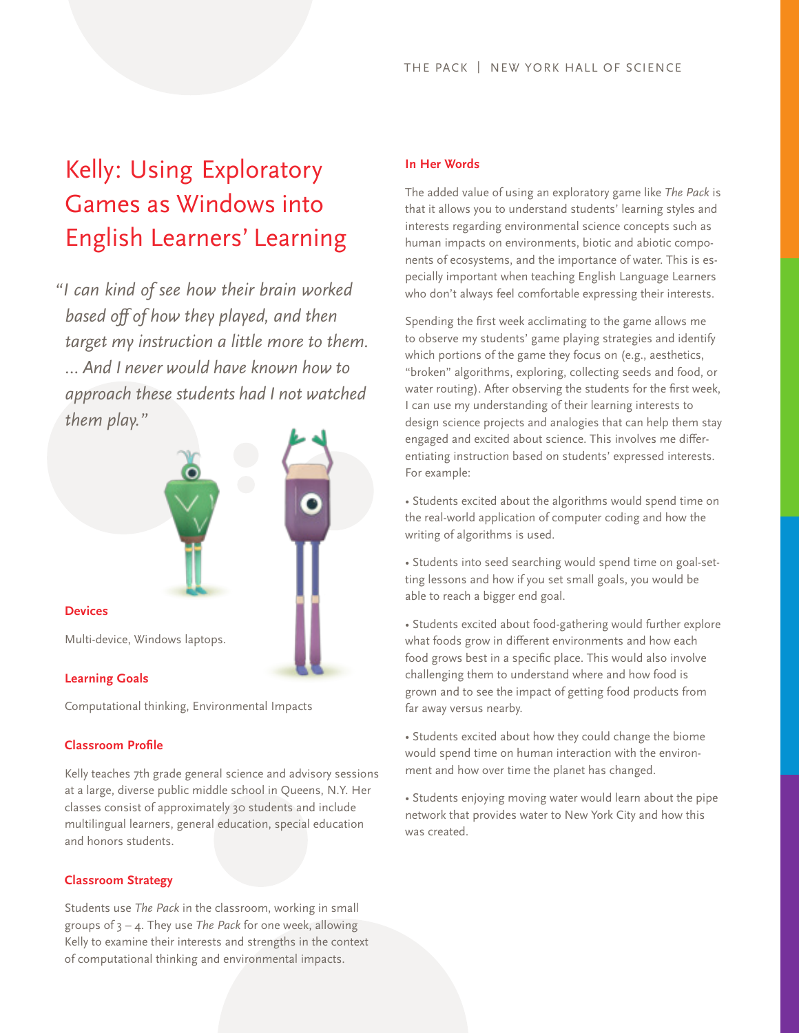# Kelly: Using Exploratory Games as Windows into English Learners' Learning

*"I can kind of see how their brain worked based off of how they played, and then target my instruction a little more to them. ... And I never would have known how to approach these students had I not watched them play."*

### Devices

Multi-device, Windows laptops.

### Learning Goals

Computational thinking, Environmental Impacts

### Classroom Profile

Kelly teaches 7th grade general science and advisory sessions at a large, diverse public middle school in Queens, N.Y. Her classes consist of approximately 30 students and include multilingual learners, general education, special education and honors students.

### Classroom Strategy

Students use *The Pack* in the classroom, working in small groups of 3 – 4. They use *The Pack* for one week, allowing Kelly to examine their interests and strengths in the context of computational thinking and environmental impacts.

### In Her Words

The added value of using an exploratory game like *The Pack* is that it allows you to understand students' learning styles and interests regarding environmental science concepts such as human impacts on environments, biotic and abiotic components of ecosystems, and the importance of water. This is especially important when teaching English Language Learners who don't always feel comfortable expressing their interests.

Spending the first week acclimating to the game allows me to observe my students' game playing strategies and identify which portions of the game they focus on (e.g., aesthetics, "broken" algorithms, exploring, collecting seeds and food, or water routing). After observing the students for the first week, I can use my understanding of their learning interests to design science projects and analogies that can help them stay engaged and excited about science. This involves me differentiating instruction based on students' expressed interests. For example:

- Students excited about the algorithms would spend time on the real-world application of computer coding and how the writing of algorithms is used.
- Students into seed searching would spend time on goal-setting lessons and how if you set small goals, you would be able to reach a bigger end goal.
- Students excited about food-gathering would further explore what foods grow in different environments and how each food grows best in a specific place. This would also involve challenging them to understand where and how food is grown and to see the impact of getting food products from far away versus nearby.
- Students excited about how they could change the biome would spend time on human interaction with the environment and how over time the planet has changed.
- Students enjoying moving water would learn about the pipe network that provides water to New York City and how this was created.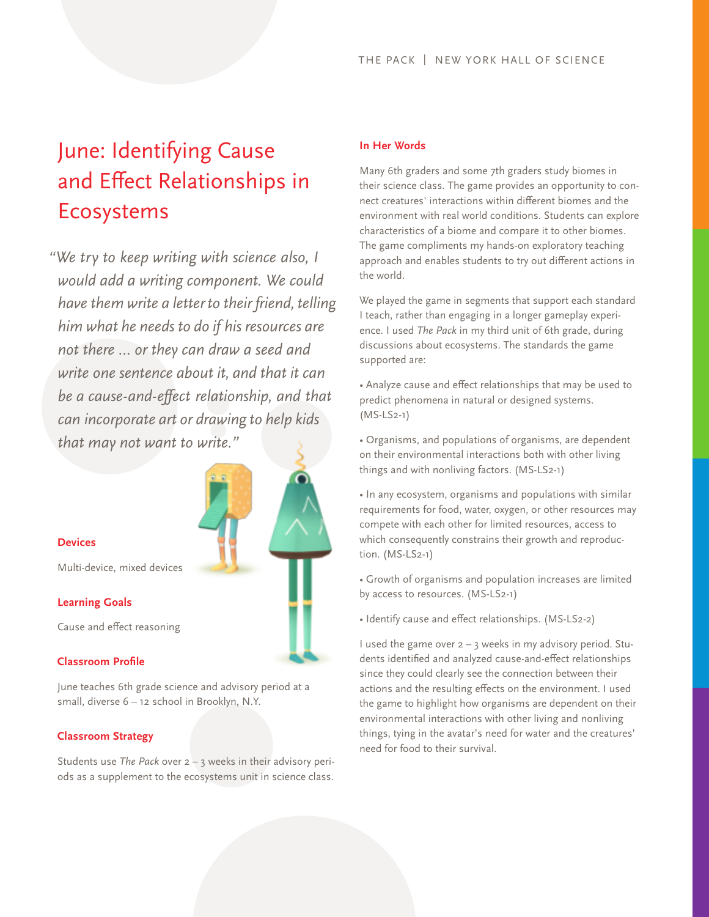# June: Identifying Cause and Effect Relationships in Ecosystems

*"We try to keep writing with science also, I would add a writing component. We could have them write a letter to their friend, telling him what he needs to do if his resources are not there ... or they can draw a seed and write one sentence about it, and that it can be a cause-and-effect relationship, and that can incorporate art or drawing to help kids that may not want to write."*

### Devices

Multi-device, mixed devices

### Learning Goals

Cause and effect reasoning

### Classroom Profile

June teaches 6th grade science and advisory period at a small, diverse 6 – 12 school in Brooklyn, N.Y.

### Classroom Strategy

Students use *The Pack* over 2 – 3 weeks in their advisory periods as a supplement to the ecosystems unit in science class.

### In Her Words

Many 6th graders and some 7th graders study biomes in their science class. The game provides an opportunity to connect creatures' interactions within different biomes and the environment with real world conditions. Students can explore characteristics of a biome and compare it to other biomes. The game compliments my hands-on exploratory teaching approach and enables students to try out different actions in the world.

We played the game in segments that support each standard I teach, rather than engaging in a longer gameplay experience. I used *The Pack* in my third unit of 6th grade, during discussions about ecosystems. The standards the game supported are:

- Analyze cause and effect relationships that may be used to predict phenomena in natural or designed systems. (MS-LS2-1)
- Organisms, and populations of organisms, are dependent on their environmental interactions both with other living things and with nonliving factors. (MS-LS2-1)
- In any ecosystem, organisms and populations with similar requirements for food, water, oxygen, or other resources may compete with each other for limited resources, access to which consequently constrains their growth and reproduction. (MS-LS2-1)
- Growth of organisms and population increases are limited by access to resources. (MS-LS2-1)
- Identify cause and effect relationships. (MS-LS2-2)

I used the game over 2 – 3 weeks in my advisory period. Students identified and analyzed cause-and-effect relationships since they could clearly see the connection between their actions and the resulting effects on the environment. I used the game to highlight how organisms are dependent on their environmental interactions with other living and nonliving things, tying in the avatar's need for water and the creatures' need for food to their survival.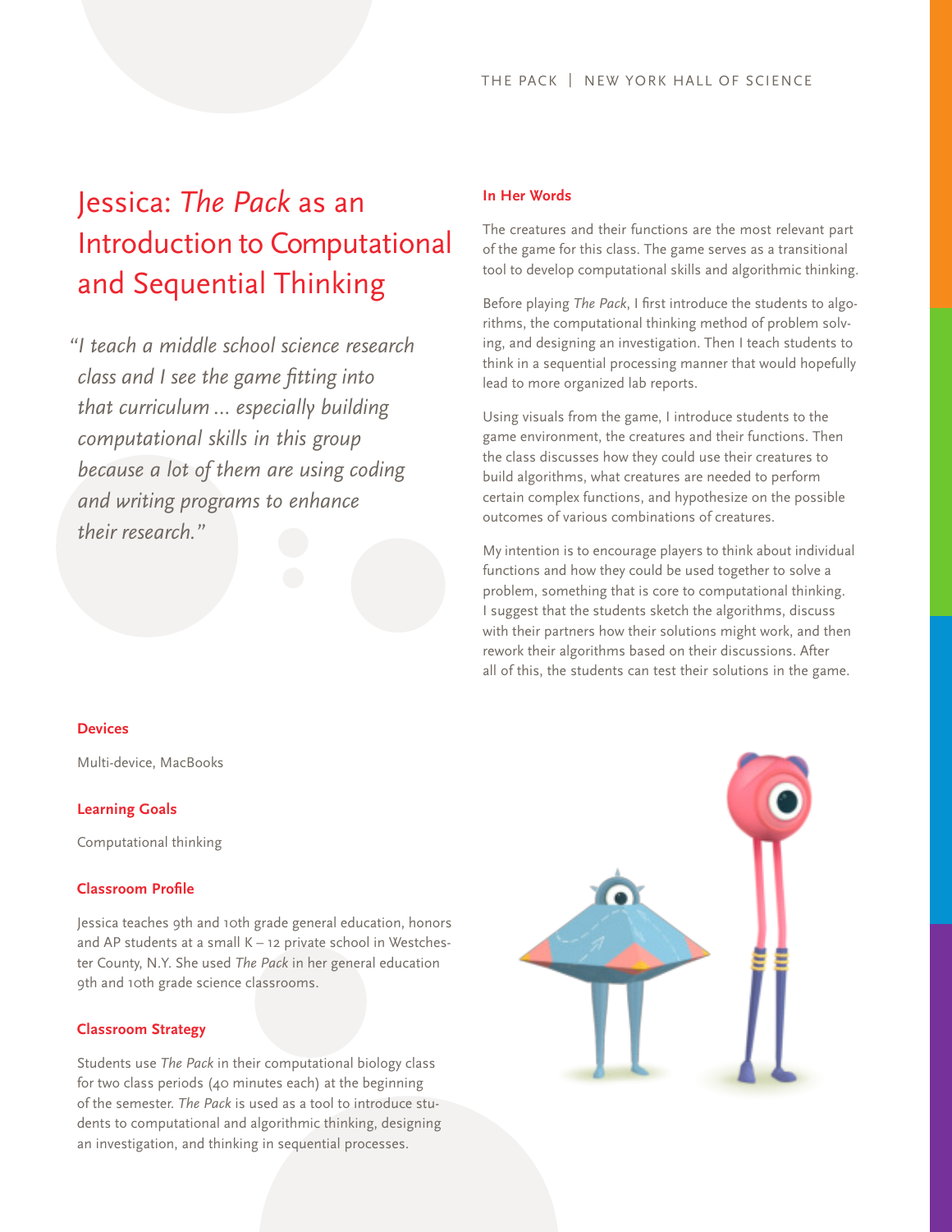# Jessica: *The Pack* as an Introduction to Computational and Sequential Thinking

*"I teach a middle school science research class and I see the game fitting into that curriculum ... especially building computational skills in this group because a lot of them are using coding and writing programs to enhance their research."*

### Devices

Multi-device, MacBooks

### Learning Goals

Computational thinking

### Classroom Profile

Jessica teaches 9th and 10th grade general education, honors and AP students at a small K – 12 private school in Westchester County, N.Y. She used *The Pack* in her general education 9th and 10th grade science classrooms.

### Classroom Strategy

Students use *The Pack* in their computational biology class for two class periods (40 minutes each) at the beginning of the semester. *The Pack* is used as a tool to introduce students to computational and algorithmic thinking, designing an investigation, and thinking in sequential processes.

### In Her Words

The creatures and their functions are the most relevant part of the game for this class. The game serves as a transitional tool to develop computational skills and algorithmic thinking.

Before playing *The Pack*, I first introduce the students to algorithms, the computational thinking method of problem solving, and designing an investigation. Then I teach students to think in a sequential processing manner that would hopefully lead to more organized lab reports.

Using visuals from the game, I introduce students to the game environment, the creatures and their functions. Then the class discusses how they could use their creatures to build algorithms, what creatures are needed to perform certain complex functions, and hypothesize on the possible outcomes of various combinations of creatures.

My intention is to encourage players to think about individual functions and how they could be used together to solve a problem, something that is core to computational thinking. I suggest that the students sketch the algorithms, discuss with their partners how their solutions might work, and then rework their algorithms based on their discussions. After all of this, the students can test their solutions in the game.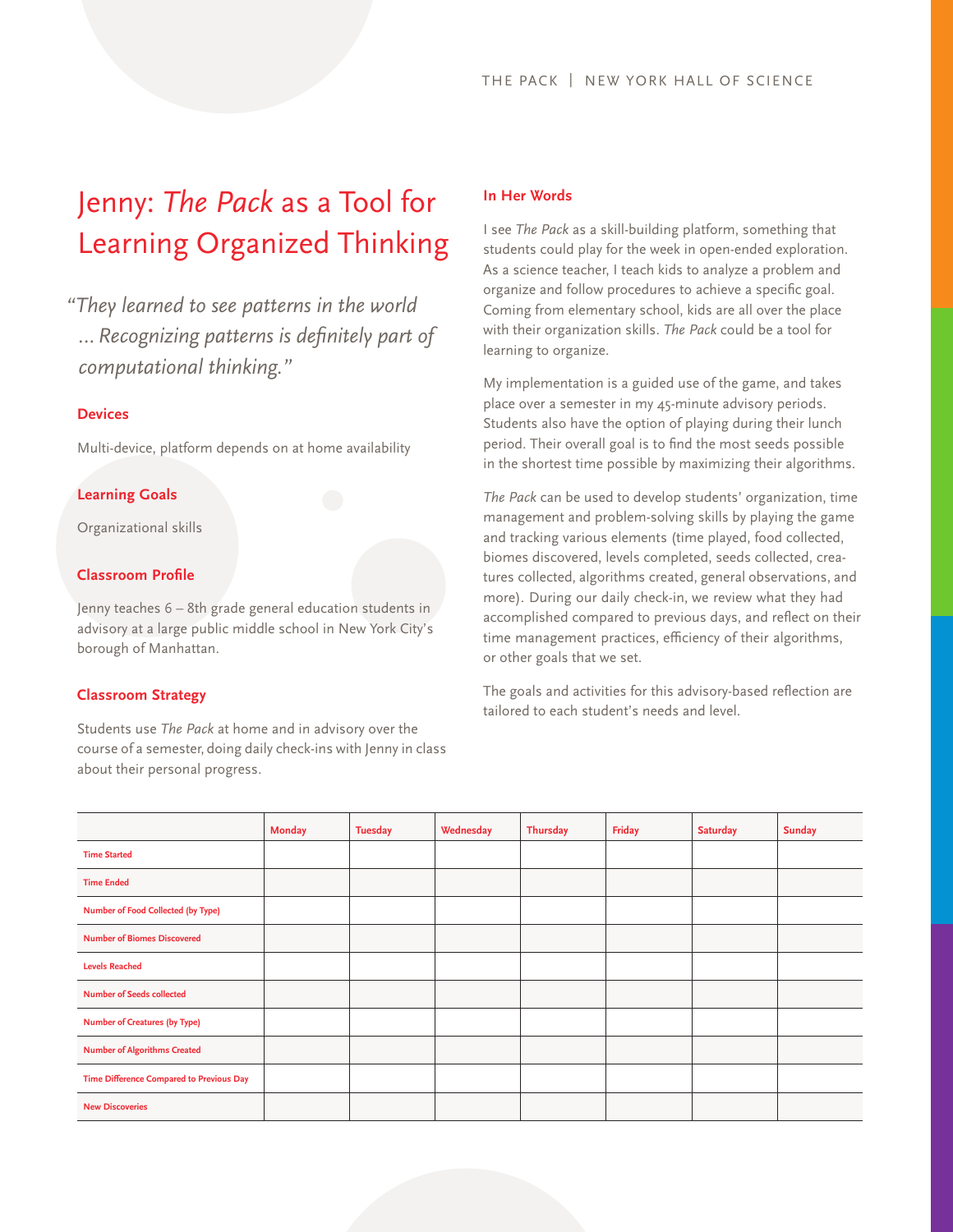# Jenny: *The Pack* as a Tool for Learning Organized Thinking

*"They learned to see patterns in the world ... Recognizing patterns is definitely part of computational thinking."*

### Devices

Multi-device, platform depends on at home availability

### Learning Goals

Organizational skills

### Classroom Profile

Jenny teaches 6 – 8th grade general education students in advisory at a large public middle school in New York City's borough of Manhattan.

### Classroom Strategy

Students use *The Pack* at home and in advisory over the course of a semester, doing daily check-ins with Jenny in class about their personal progress.

### In Her Words

I see *The Pack* as a skill-building platform, something that students could play for the week in open-ended exploration. As a science teacher, I teach kids to analyze a problem and organize and follow procedures to achieve a specific goal. Coming from elementary school, kids are all over the place with their organization skills. *The Pack* could be a tool for learning to organize.

My implementation is a guided use of the game, and takes place over a semester in my 45-minute advisory periods. Students also have the option of playing during their lunch period. Their overall goal is to find the most seeds possible in the shortest time possible by maximizing their algorithms.

*The Pack* can be used to develop students' organization, time management and problem-solving skills by playing the game and tracking various elements (time played, food collected, biomes discovered, levels completed, seeds collected, creatures collected, algorithms created, general observations, and more). During our daily check-in, we review what they had accomplished compared to previous days, and reflect on their time management practices, efficiency of their algorithms, or other goals that we set.

The goals and activities for this advisory-based reflection are tailored to each student's needs and level.

| | Monday | Tuesday | Wednesday | Thursday | Friday | Saturday | Sunday |
|---|---|---|---|---|---|---|---|
| Time Started | | | | | | | |
| Time Ended | | | | | | | |
| Number of Food Collected (by Type) | | | | | | | |
| Number of Biomes Discovered | | | | | | | |
| Levels Reached | | | | | | | |
| Number of Seeds collected | | | | | | | |
| Number of Creatures (by Type) | | | | | | | |
| Number of Algorithms Created | | | | | | | |
| Time Difference Compared to Previous Day | | | | | | | |
| New Discoveries | | | | | | | |